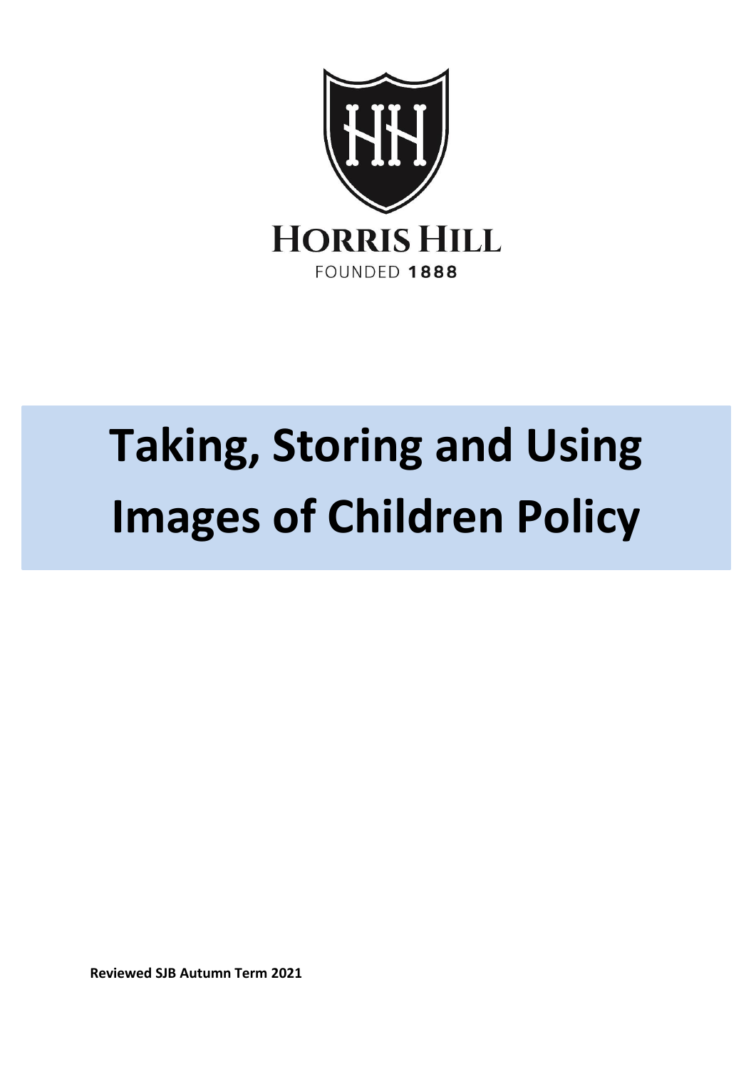HORRIS HILL

FOUNDED 1888

# Taking, Storing and Using Images of Children Policy

**Reviewed SJB Autumn Term 2021**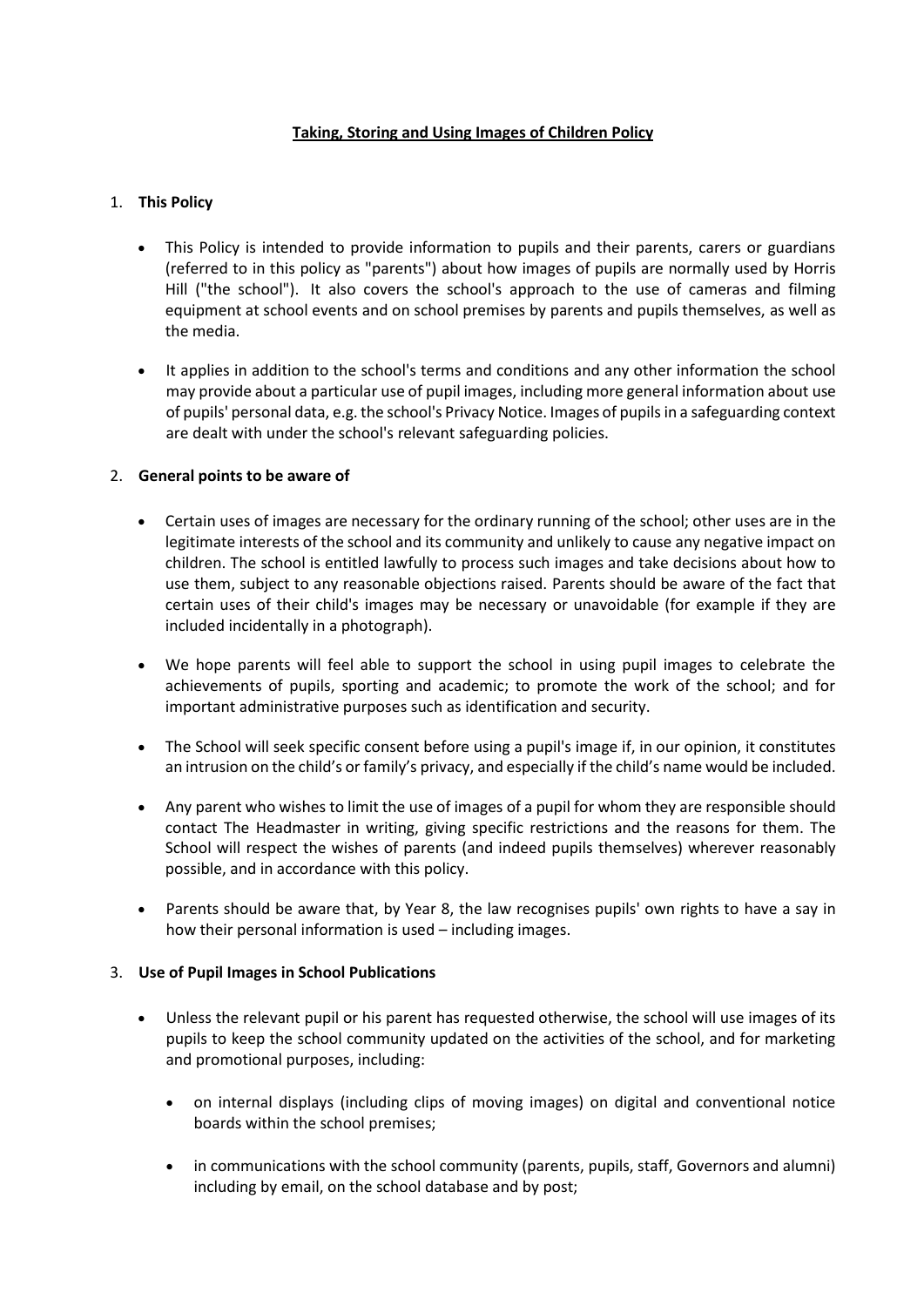**Taking, Storing and Using Images of Children Policy**

1. **This Policy**

    - This Policy is intended to provide information to pupils and their parents, carers or guardians (referred to in this policy as "parents") about how images of pupils are normally used by Horris Hill ("the school"). It also covers the school's approach to the use of cameras and filming equipment at school events and on school premises by parents and pupils themselves, as well as the media.

    - It applies in addition to the school's terms and conditions and any other information the school may provide about a particular use of pupil images, including more general information about use of pupils' personal data, e.g. the school's Privacy Notice. Images of pupils in a safeguarding context are dealt with under the school's relevant safeguarding policies.

2. **General points to be aware of**

    - Certain uses of images are necessary for the ordinary running of the school; other uses are in the legitimate interests of the school and its community and unlikely to cause any negative impact on children. The school is entitled lawfully to process such images and take decisions about how to use them, subject to any reasonable objections raised. Parents should be aware of the fact that certain uses of their child's images may be necessary or unavoidable (for example if they are included incidentally in a photograph).

    - We hope parents will feel able to support the school in using pupil images to celebrate the achievements of pupils, sporting and academic; to promote the work of the school; and for important administrative purposes such as identification and security.

    - The School will seek specific consent before using a pupil's image if, in our opinion, it constitutes an intrusion on the child's or family's privacy, and especially if the child's name would be included.

    - Any parent who wishes to limit the use of images of a pupil for whom they are responsible should contact The Headmaster in writing, giving specific restrictions and the reasons for them. The School will respect the wishes of parents (and indeed pupils themselves) wherever reasonably possible, and in accordance with this policy.

    - Parents should be aware that, by Year 8, the law recognises pupils' own rights to have a say in how their personal information is used – including images.

3. **Use of Pupil Images in School Publications**

    - Unless the relevant pupil or his parent has requested otherwise, the school will use images of its pupils to keep the school community updated on the activities of the school, and for marketing and promotional purposes, including:

        - on internal displays (including clips of moving images) on digital and conventional notice boards within the school premises;

        - in communications with the school community (parents, pupils, staff, Governors and alumni) including by email, on the school database and by post;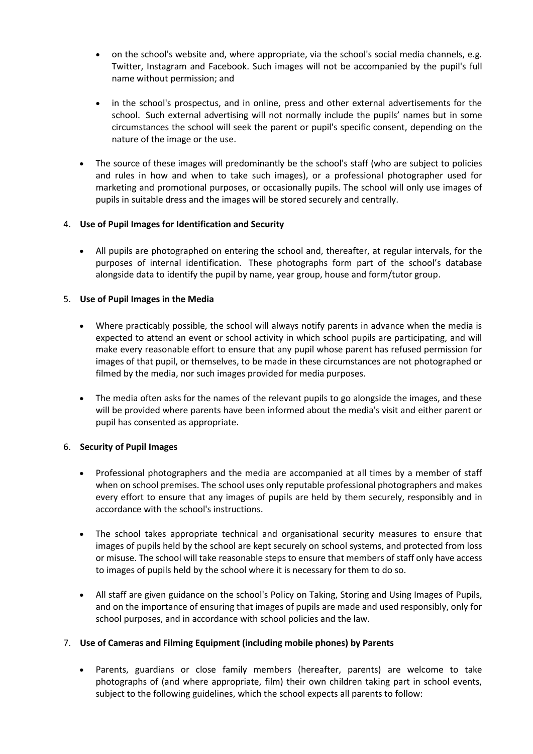- on the school's website and, where appropriate, via the school's social media channels, e.g. Twitter, Instagram and Facebook. Such images will not be accompanied by the pupil's full name without permission; and

  - in the school's prospectus, and in online, press and other external advertisements for the school. Such external advertising will not normally include the pupils' names but in some circumstances the school will seek the parent or pupil's specific consent, depending on the nature of the image or the use.

- The source of these images will predominantly be the school's staff (who are subject to policies and rules in how and when to take such images), or a professional photographer used for marketing and promotional purposes, or occasionally pupils. The school will only use images of pupils in suitable dress and the images will be stored securely and centrally.

4. **Use of Pupil Images for Identification and Security**

- All pupils are photographed on entering the school and, thereafter, at regular intervals, for the purposes of internal identification. These photographs form part of the school's database alongside data to identify the pupil by name, year group, house and form/tutor group.

5. **Use of Pupil Images in the Media**

- Where practicably possible, the school will always notify parents in advance when the media is expected to attend an event or school activity in which school pupils are participating, and will make every reasonable effort to ensure that any pupil whose parent has refused permission for images of that pupil, or themselves, to be made in these circumstances are not photographed or filmed by the media, nor such images provided for media purposes.

- The media often asks for the names of the relevant pupils to go alongside the images, and these will be provided where parents have been informed about the media's visit and either parent or pupil has consented as appropriate.

6. **Security of Pupil Images**

- Professional photographers and the media are accompanied at all times by a member of staff when on school premises. The school uses only reputable professional photographers and makes every effort to ensure that any images of pupils are held by them securely, responsibly and in accordance with the school's instructions.

- The school takes appropriate technical and organisational security measures to ensure that images of pupils held by the school are kept securely on school systems, and protected from loss or misuse. The school will take reasonable steps to ensure that members of staff only have access to images of pupils held by the school where it is necessary for them to do so.

- All staff are given guidance on the school's Policy on Taking, Storing and Using Images of Pupils, and on the importance of ensuring that images of pupils are made and used responsibly, only for school purposes, and in accordance with school policies and the law.

7. **Use of Cameras and Filming Equipment (including mobile phones) by Parents**

- Parents, guardians or close family members (hereafter, parents) are welcome to take photographs of (and where appropriate, film) their own children taking part in school events, subject to the following guidelines, which the school expects all parents to follow: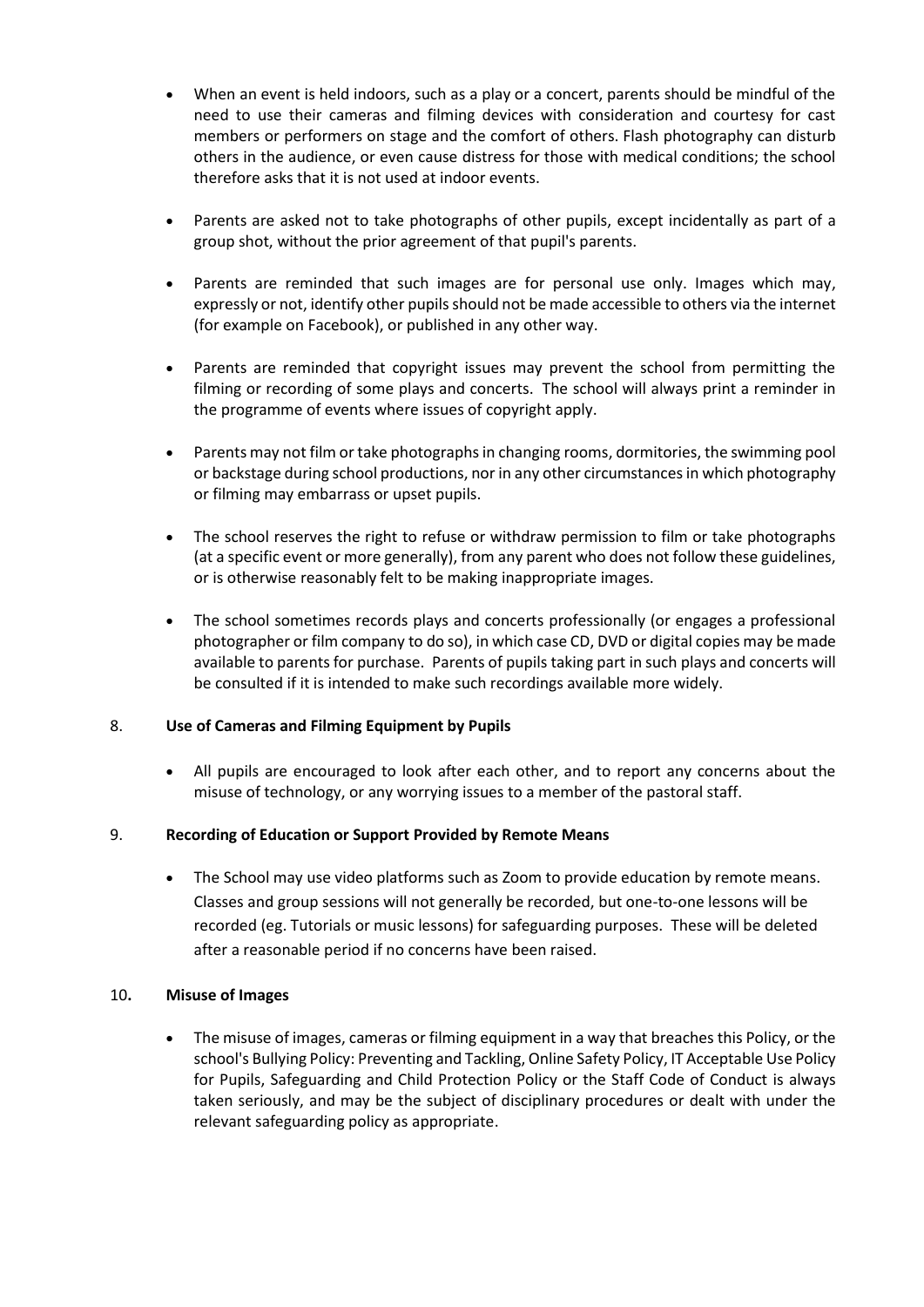- When an event is held indoors, such as a play or a concert, parents should be mindful of the need to use their cameras and filming devices with consideration and courtesy for cast members or performers on stage and the comfort of others. Flash photography can disturb others in the audience, or even cause distress for those with medical conditions; the school therefore asks that it is not used at indoor events.

- Parents are asked not to take photographs of other pupils, except incidentally as part of a group shot, without the prior agreement of that pupil's parents.

- Parents are reminded that such images are for personal use only. Images which may, expressly or not, identify other pupils should not be made accessible to others via the internet (for example on Facebook), or published in any other way.

- Parents are reminded that copyright issues may prevent the school from permitting the filming or recording of some plays and concerts. The school will always print a reminder in the programme of events where issues of copyright apply.

- Parents may not film or take photographs in changing rooms, dormitories, the swimming pool or backstage during school productions, nor in any other circumstances in which photography or filming may embarrass or upset pupils.

- The school reserves the right to refuse or withdraw permission to film or take photographs (at a specific event or more generally), from any parent who does not follow these guidelines, or is otherwise reasonably felt to be making inappropriate images.

- The school sometimes records plays and concerts professionally (or engages a professional photographer or film company to do so), in which case CD, DVD or digital copies may be made available to parents for purchase. Parents of pupils taking part in such plays and concerts will be consulted if it is intended to make such recordings available more widely.

## 8. Use of Cameras and Filming Equipment by Pupils

- All pupils are encouraged to look after each other, and to report any concerns about the misuse of technology, or any worrying issues to a member of the pastoral staff.

## 9. Recording of Education or Support Provided by Remote Means

- The School may use video platforms such as Zoom to provide education by remote means. Classes and group sessions will not generally be recorded, but one-to-one lessons will be recorded (eg. Tutorials or music lessons) for safeguarding purposes. These will be deleted after a reasonable period if no concerns have been raised.

## 10. Misuse of Images

- The misuse of images, cameras or filming equipment in a way that breaches this Policy, or the school's Bullying Policy: Preventing and Tackling, Online Safety Policy, IT Acceptable Use Policy for Pupils, Safeguarding and Child Protection Policy or the Staff Code of Conduct is always taken seriously, and may be the subject of disciplinary procedures or dealt with under the relevant safeguarding policy as appropriate.